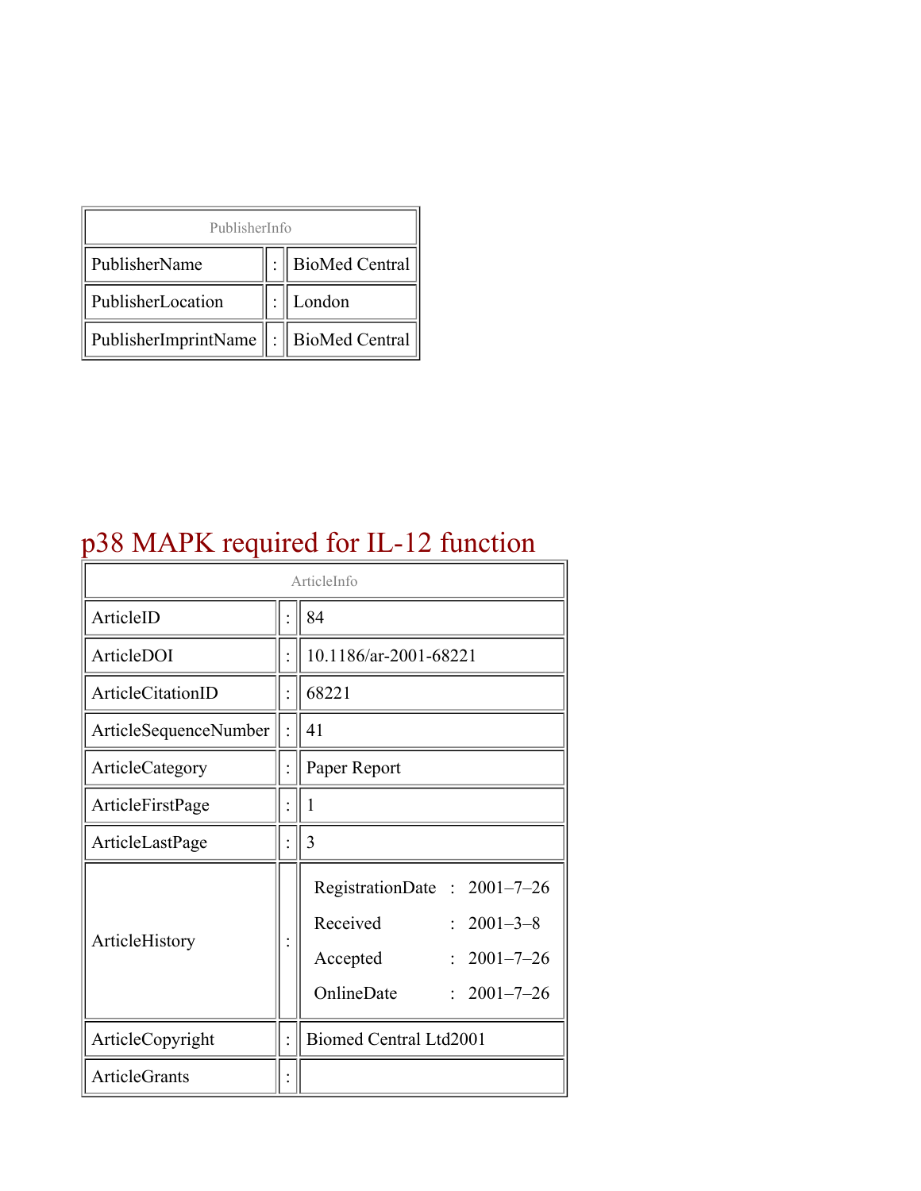| PublisherInfo | | |
|---|---|---|
| PublisherName | : | BioMed Central |
| PublisherLocation | : | London |
| PublisherImprintName | : | BioMed Central |

# p38 MAPK required for IL-12 function

| ArticleInfo | | |
|---|---|---|
| ArticleID | : | 84 |
| ArticleDOI | : | 10.1186/ar-2001-68221 |
| ArticleCitationID | : | 68221 |
| ArticleSequenceNumber | : | 41 |
| ArticleCategory | : | Paper Report |
| ArticleFirstPage | : | 1 |
| ArticleLastPage | : | 3 |
| ArticleHistory | : | RegistrationDate : 2001–7–26<br>Received : 2001–3–8<br>Accepted : 2001–7–26<br>OnlineDate : 2001–7–26 |
| ArticleCopyright | : | Biomed Central Ltd2001 |
| ArticleGrants | : | |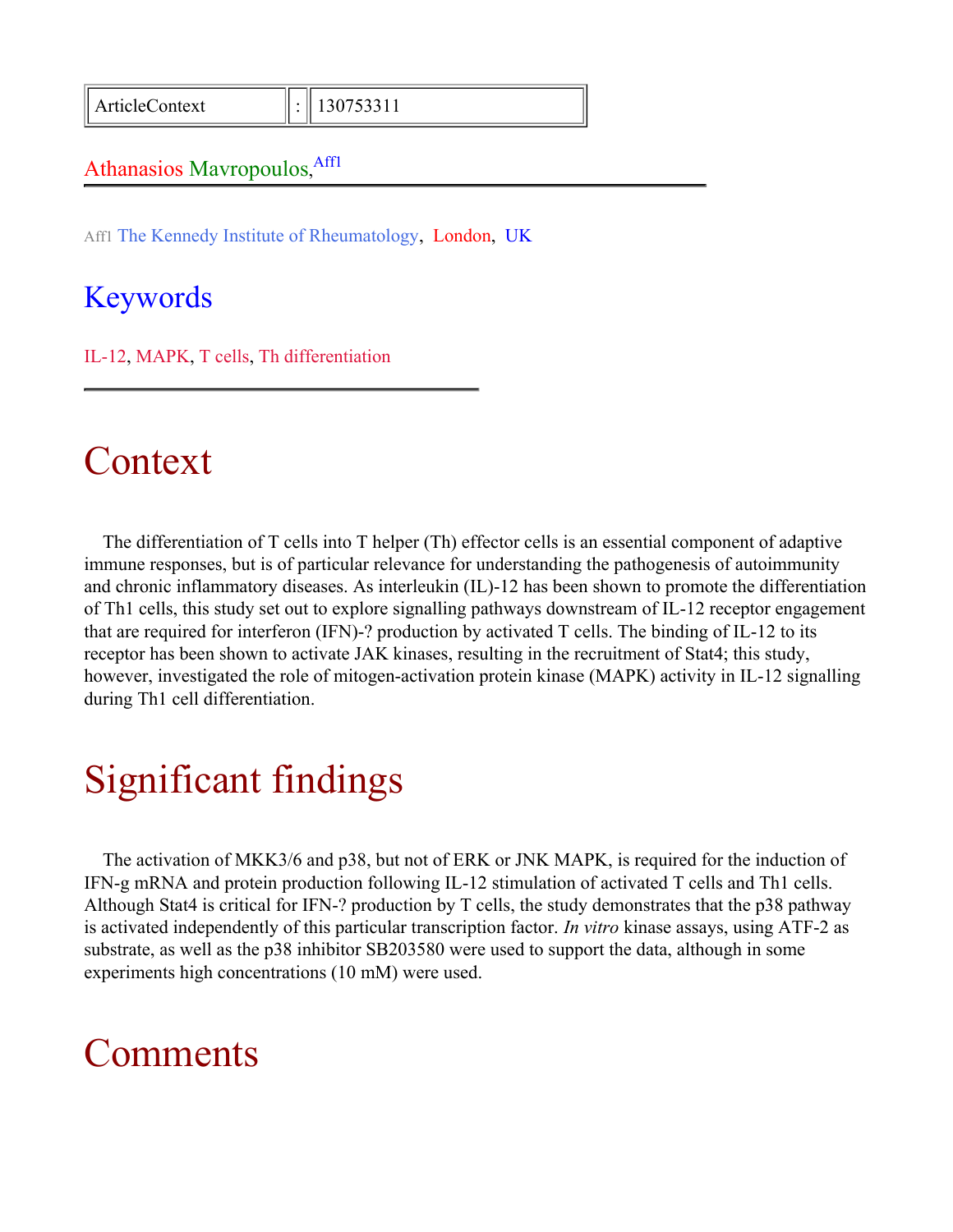| ArticleContext | : | 130753311 |
| --- | --- | --- |

Athanasios Mavropoulos,[Aff1]

Aff1 The Kennedy Institute of Rheumatology, London, UK

## Keywords

IL-12, MAPK, T cells, Th differentiation

# Context

The differentiation of T cells into T helper (Th) effector cells is an essential component of adaptive immune responses, but is of particular relevance for understanding the pathogenesis of autoimmunity and chronic inflammatory diseases. As interleukin (IL)-12 has been shown to promote the differentiation of Th1 cells, this study set out to explore signalling pathways downstream of IL-12 receptor engagement that are required for interferon (IFN)-? production by activated T cells. The binding of IL-12 to its receptor has been shown to activate JAK kinases, resulting in the recruitment of Stat4; this study, however, investigated the role of mitogen-activation protein kinase (MAPK) activity in IL-12 signalling during Th1 cell differentiation.

# Significant findings

The activation of MKK3/6 and p38, but not of ERK or JNK MAPK, is required for the induction of IFN-g mRNA and protein production following IL-12 stimulation of activated T cells and Th1 cells. Although Stat4 is critical for IFN-? production by T cells, the study demonstrates that the p38 pathway is activated independently of this particular transcription factor. *In vitro* kinase assays, using ATF-2 as substrate, as well as the p38 inhibitor SB203580 were used to support the data, although in some experiments high concentrations (10 mM) were used.

# Comments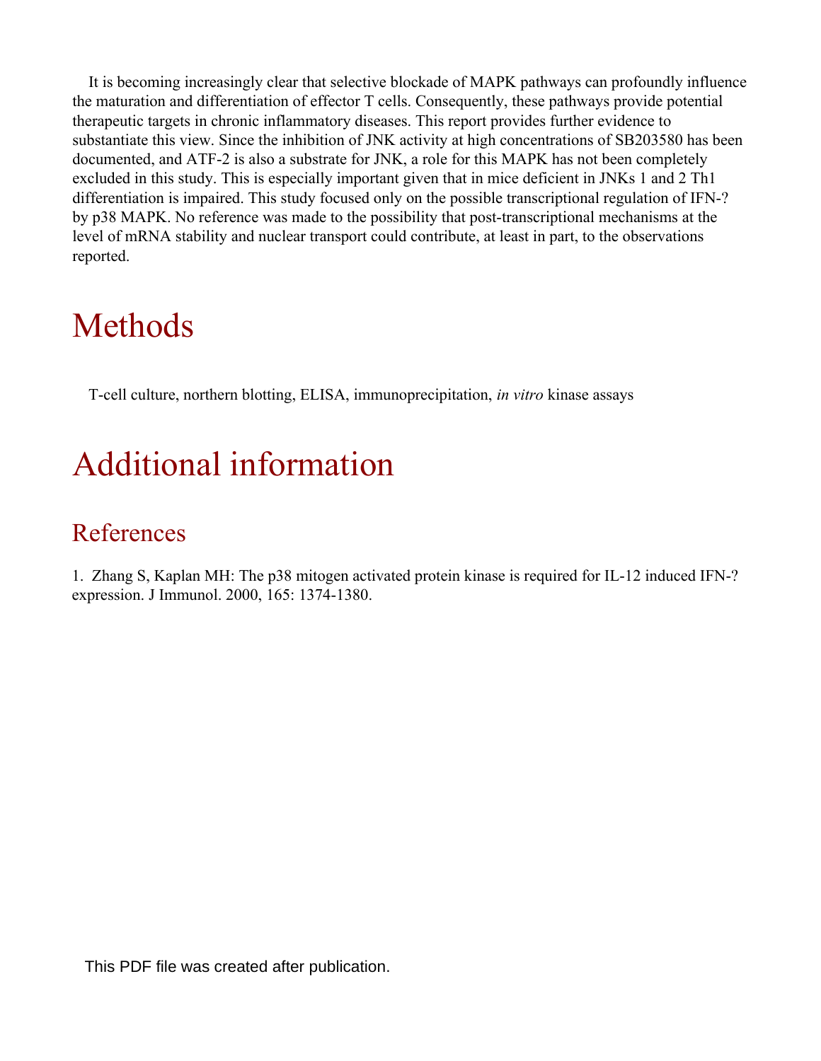It is becoming increasingly clear that selective blockade of MAPK pathways can profoundly influence the maturation and differentiation of effector T cells. Consequently, these pathways provide potential therapeutic targets in chronic inflammatory diseases. This report provides further evidence to substantiate this view. Since the inhibition of JNK activity at high concentrations of SB203580 has been documented, and ATF-2 is also a substrate for JNK, a role for this MAPK has not been completely excluded in this study. This is especially important given that in mice deficient in JNKs 1 and 2 Th1 differentiation is impaired. This study focused only on the possible transcriptional regulation of IFN-? by p38 MAPK. No reference was made to the possibility that post-transcriptional mechanisms at the level of mRNA stability and nuclear transport could contribute, at least in part, to the observations reported.

# Methods

T-cell culture, northern blotting, ELISA, immunoprecipitation, *in vitro* kinase assays

# Additional information

## References

1. Zhang S, Kaplan MH: The p38 mitogen activated protein kinase is required for IL-12 induced IFN-? expression. J Immunol. 2000, 165: 1374-1380.

This PDF file was created after publication.